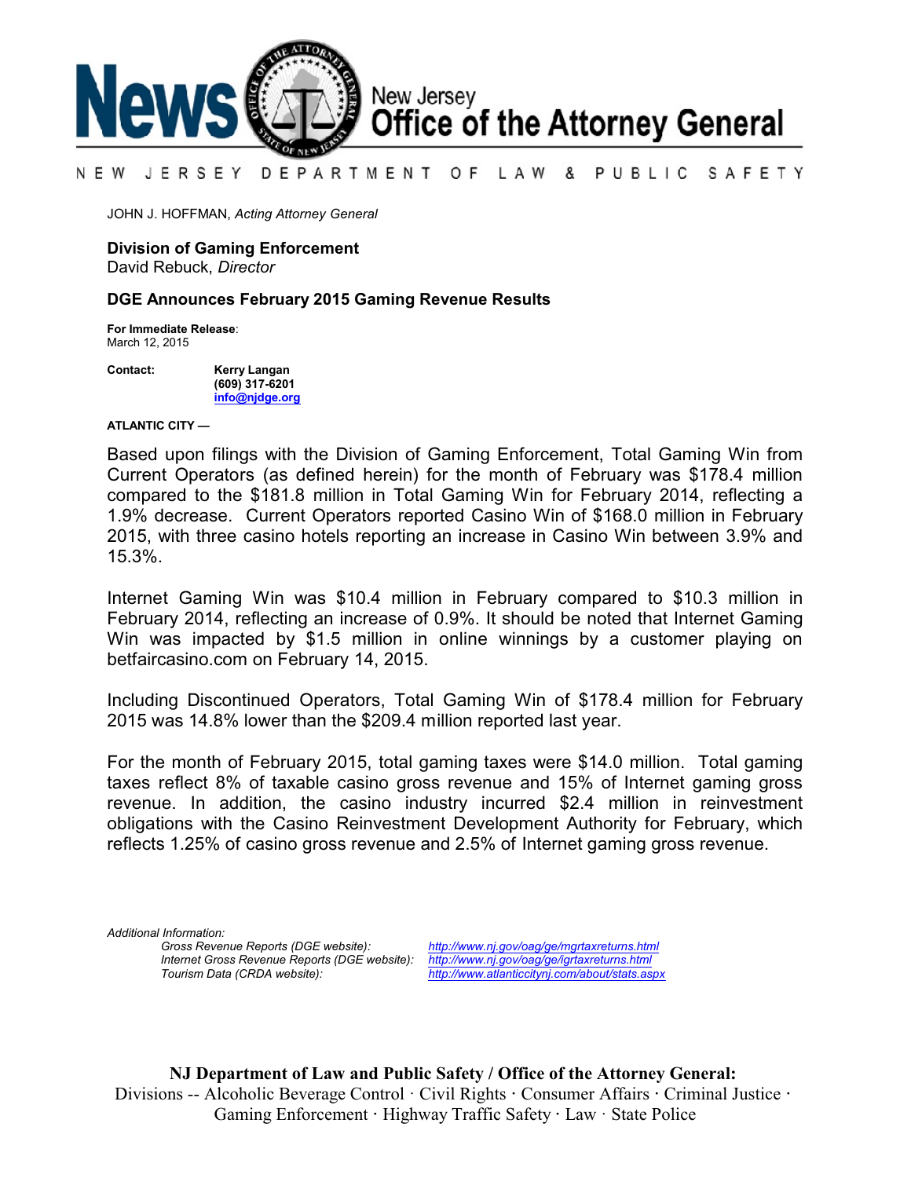# News New Jersey Office of the Attorney General

NEW JERSEY DEPARTMENT OF LAW & PUBLIC SAFETY

JOHN J. HOFFMAN, *Acting Attorney General*

**Division of Gaming Enforcement**
David Rebuck, *Director*

## DGE Announces February 2015 Gaming Revenue Results

**For Immediate Release**:
March 12, 2015

**Contact:** **Kerry Langan**
**(609) 317-6201**
**info@njdge.org**

**ATLANTIC CITY —**

Based upon filings with the Division of Gaming Enforcement, Total Gaming Win from Current Operators (as defined herein) for the month of February was $178.4 million compared to the $181.8 million in Total Gaming Win for February 2014, reflecting a 1.9% decrease. Current Operators reported Casino Win of $168.0 million in February 2015, with three casino hotels reporting an increase in Casino Win between 3.9% and 15.3%.

Internet Gaming Win was $10.4 million in February compared to $10.3 million in February 2014, reflecting an increase of 0.9%. It should be noted that Internet Gaming Win was impacted by $1.5 million in online winnings by a customer playing on betfaircasino.com on February 14, 2015.

Including Discontinued Operators, Total Gaming Win of $178.4 million for February 2015 was 14.8% lower than the $209.4 million reported last year.

For the month of February 2015, total gaming taxes were $14.0 million. Total gaming taxes reflect 8% of taxable casino gross revenue and 15% of Internet gaming gross revenue. In addition, the casino industry incurred $2.4 million in reinvestment obligations with the Casino Reinvestment Development Authority for February, which reflects 1.25% of casino gross revenue and 2.5% of Internet gaming gross revenue.

*Additional Information:*

| | |
|---|---|
| *Gross Revenue Reports (DGE website):* | *http://www.nj.gov/oag/ge/mgrtaxreturns.html* |
| *Internet Gross Revenue Reports (DGE website):* | *http://www.nj.gov/oag/ge/igrtaxreturns.html* |
| *Tourism Data (CRDA website):* | *http://www.atlanticcitynj.com/about/stats.aspx* |

**NJ Department of Law and Public Safety / Office of the Attorney General:**
Divisions -- Alcoholic Beverage Control · Civil Rights · Consumer Affairs · Criminal Justice · Gaming Enforcement · Highway Traffic Safety · Law · State Police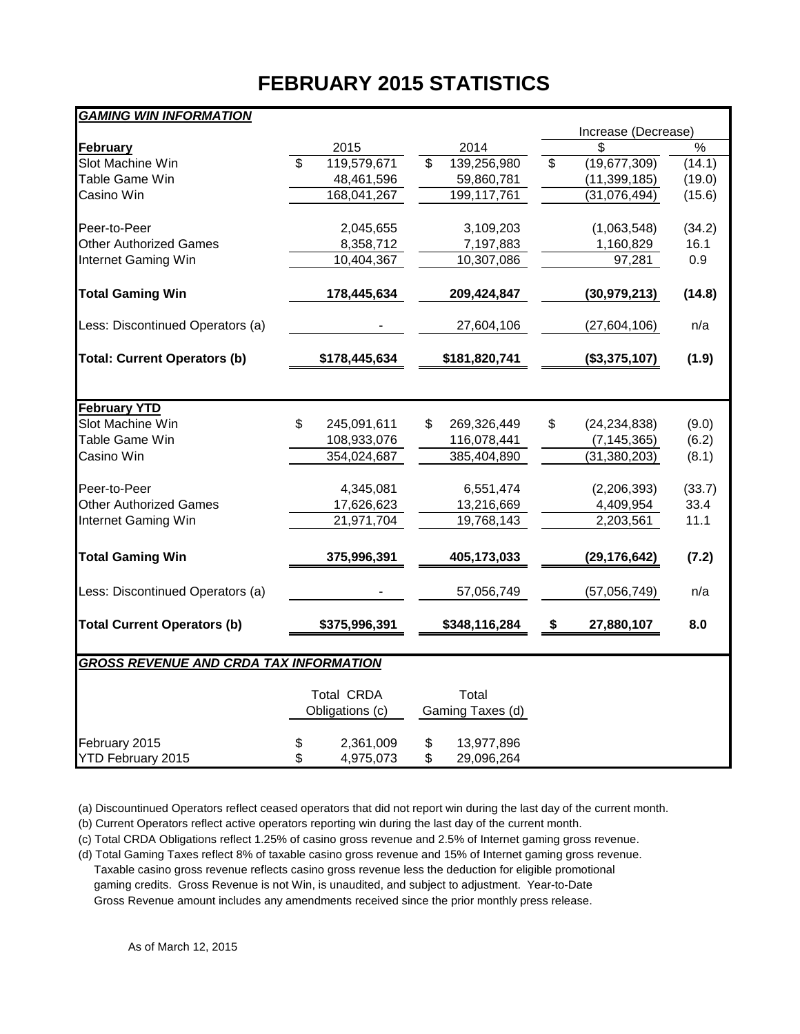# FEBRUARY 2015 STATISTICS

***GAMING WIN INFORMATION***

| | | | Increase (Decrease) | |
|---|---|---|---|---|
| **February** | 2015 | 2014 | $ | % |
| Slot Machine Win | $ 119,579,671 | $ 139,256,980 | $ (19,677,309) | (14.1) |
| Table Game Win | 48,461,596 | 59,860,781 | (11,399,185) | (19.0) |
| Casino Win | 168,041,267 | 199,117,761 | (31,076,494) | (15.6) |
| | | | | |
| Peer-to-Peer | 2,045,655 | 3,109,203 | (1,063,548) | (34.2) |
| Other Authorized Games | 8,358,712 | 7,197,883 | 1,160,829 | 16.1 |
| Internet Gaming Win | 10,404,367 | 10,307,086 | 97,281 | 0.9 |
| | | | | |
| **Total Gaming Win** | **178,445,634** | **209,424,847** | **(30,979,213)** | **(14.8)** |
| | | | | |
| Less: Discontinued Operators (a) | - | 27,604,106 | (27,604,106) | n/a |
| | | | | |
| **Total: Current Operators (b)** | **$178,445,634** | **$181,820,741** | **($3,375,107)** | **(1.9)** |
| | | | | |
| **February YTD** | | | | |
| Slot Machine Win | $ 245,091,611 | $ 269,326,449 | $ (24,234,838) | (9.0) |
| Table Game Win | 108,933,076 | 116,078,441 | (7,145,365) | (6.2) |
| Casino Win | 354,024,687 | 385,404,890 | (31,380,203) | (8.1) |
| | | | | |
| Peer-to-Peer | 4,345,081 | 6,551,474 | (2,206,393) | (33.7) |
| Other Authorized Games | 17,626,623 | 13,216,669 | 4,409,954 | 33.4 |
| Internet Gaming Win | 21,971,704 | 19,768,143 | 2,203,561 | 11.1 |
| | | | | |
| **Total Gaming Win** | **375,996,391** | **405,173,033** | **(29,176,642)** | **(7.2)** |
| | | | | |
| Less: Discontinued Operators (a) | - | 57,056,749 | (57,056,749) | n/a |
| | | | | |
| **Total Current Operators (b)** | **$375,996,391** | **$348,116,284** | **$ 27,880,107** | **8.0** |

***GROSS REVENUE AND CRDA TAX INFORMATION***

| | Total CRDA Obligations (c) | Total Gaming Taxes (d) |
|---|---|---|
| February 2015 | $ 2,361,009 | $ 13,977,896 |
| YTD February 2015 | $ 4,975,073 | $ 29,096,264 |

(a) Discountinued Operators reflect ceased operators that did not report win during the last day of the current month.

(b) Current Operators reflect active operators reporting win during the last day of the current month.

(c) Total CRDA Obligations reflect 1.25% of casino gross revenue and 2.5% of Internet gaming gross revenue.

(d) Total Gaming Taxes reflect 8% of taxable casino gross revenue and 15% of Internet gaming gross revenue. Taxable casino gross revenue reflects casino gross revenue less the deduction for eligible promotional gaming credits. Gross Revenue is not Win, is unaudited, and subject to adjustment. Year-to-Date Gross Revenue amount includes any amendments received since the prior monthly press release.

As of March 12, 2015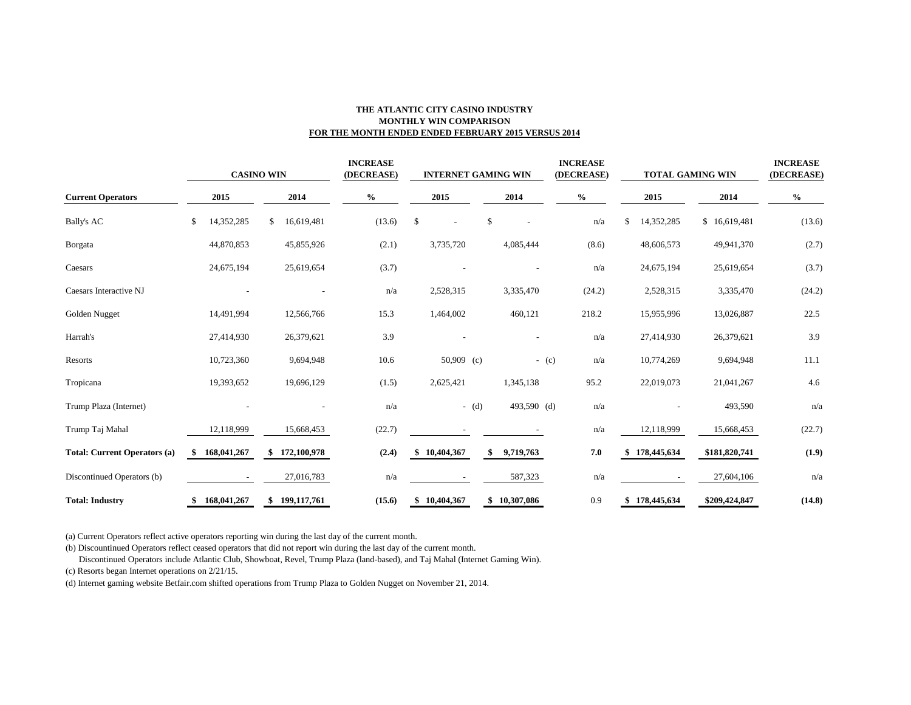**THE ATLANTIC CITY CASINO INDUSTRY**
**MONTHLY WIN COMPARISON**
**FOR THE MONTH ENDED ENDED FEBRUARY 2015 VERSUS 2014**

| | CASINO WIN | | INCREASE (DECREASE) | INTERNET GAMING WIN | | INCREASE (DECREASE) | TOTAL GAMING WIN | | INCREASE (DECREASE) |
|---|---|---|---|---|---|---|---|---|---|
| **Current Operators** | **2015** | **2014** | **%** | **2015** | **2014** | **%** | **2015** | **2014** | **%** |
| Bally's AC | $ 14,352,285 | $ 16,619,481 | (13.6) | $ - | $ - | n/a | $ 14,352,285 | $ 16,619,481 | (13.6) |
| Borgata | 44,870,853 | 45,855,926 | (2.1) | 3,735,720 | 4,085,444 | (8.6) | 48,606,573 | 49,941,370 | (2.7) |
| Caesars | 24,675,194 | 25,619,654 | (3.7) | - | - | n/a | 24,675,194 | 25,619,654 | (3.7) |
| Caesars Interactive NJ | - | - | n/a | 2,528,315 | 3,335,470 | (24.2) | 2,528,315 | 3,335,470 | (24.2) |
| Golden Nugget | 14,491,994 | 12,566,766 | 15.3 | 1,464,002 | 460,121 | 218.2 | 15,955,996 | 13,026,887 | 22.5 |
| Harrah's | 27,414,930 | 26,379,621 | 3.9 | - | - | n/a | 27,414,930 | 26,379,621 | 3.9 |
| Resorts | 10,723,360 | 9,694,948 | 10.6 | 50,909 (c) | - (c) | n/a | 10,774,269 | 9,694,948 | 11.1 |
| Tropicana | 19,393,652 | 19,696,129 | (1.5) | 2,625,421 | 1,345,138 | 95.2 | 22,019,073 | 21,041,267 | 4.6 |
| Trump Plaza (Internet) | - | - | n/a | - (d) | 493,590 (d) | n/a | - | 493,590 | n/a |
| Trump Taj Mahal | 12,118,999 | 15,668,453 | (22.7) | - | - | n/a | 12,118,999 | 15,668,453 | (22.7) |
| **Total: Current Operators (a)** | **$ 168,041,267** | **$ 172,100,978** | **(2.4)** | **$ 10,404,367** | **$ 9,719,763** | **7.0** | **$ 178,445,634** | **$181,820,741** | **(1.9)** |
| Discontinued Operators (b) | - | 27,016,783 | n/a | - | 587,323 | n/a | - | 27,604,106 | n/a |
| **Total: Industry** | **$ 168,041,267** | **$ 199,117,761** | **(15.6)** | **$ 10,404,367** | **$ 10,307,086** | 0.9 | **$ 178,445,634** | **$209,424,847** | **(14.8)** |

(a) Current Operators reflect active operators reporting win during the last day of the current month.

(b) Discountinued Operators reflect ceased operators that did not report win during the last day of the current month.
Discontinued Operators include Atlantic Club, Showboat, Revel, Trump Plaza (land-based), and Taj Mahal (Internet Gaming Win).

(c) Resorts began Internet operations on 2/21/15.

(d) Internet gaming website Betfair.com shifted operations from Trump Plaza to Golden Nugget on November 21, 2014.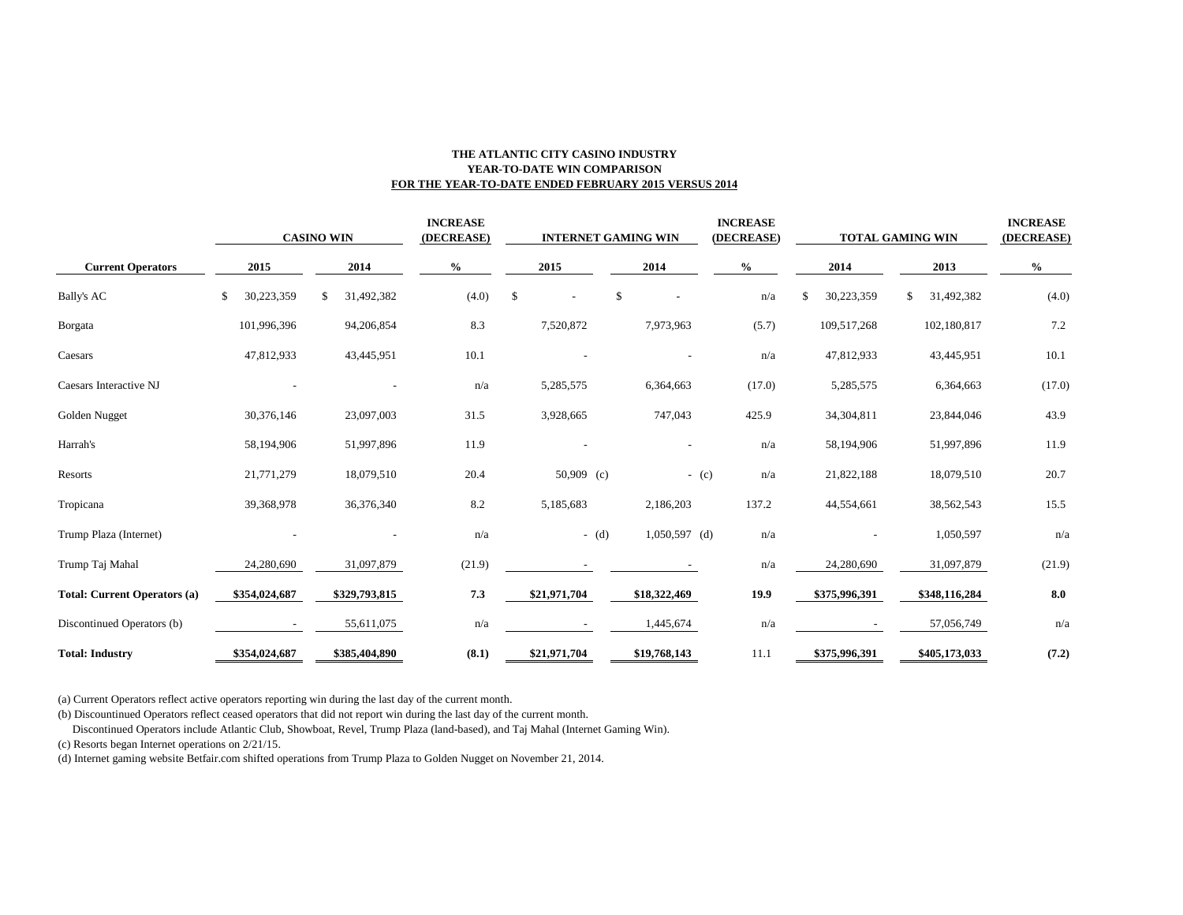**THE ATLANTIC CITY CASINO INDUSTRY**
**YEAR-TO-DATE WIN COMPARISON**
**FOR THE YEAR-TO-DATE ENDED FEBRUARY 2015 VERSUS 2014**

| | CASINO WIN | | INCREASE (DECREASE) | INTERNET GAMING WIN | | INCREASE (DECREASE) | TOTAL GAMING WIN | | INCREASE (DECREASE) |
|---|---|---|---|---|---|---|---|---|---|
| **Current Operators** | **2015** | **2014** | **%** | **2015** | **2014** | **%** | **2014** | **2013** | **%** |
| Bally's AC | $ 30,223,359 | $ 31,492,382 | (4.0) | $ - | $ - | n/a | $ 30,223,359 | $ 31,492,382 | (4.0) |
| Borgata | 101,996,396 | 94,206,854 | 8.3 | 7,520,872 | 7,973,963 | (5.7) | 109,517,268 | 102,180,817 | 7.2 |
| Caesars | 47,812,933 | 43,445,951 | 10.1 | - | - | n/a | 47,812,933 | 43,445,951 | 10.1 |
| Caesars Interactive NJ | - | - | n/a | 5,285,575 | 6,364,663 | (17.0) | 5,285,575 | 6,364,663 | (17.0) |
| Golden Nugget | 30,376,146 | 23,097,003 | 31.5 | 3,928,665 | 747,043 | 425.9 | 34,304,811 | 23,844,046 | 43.9 |
| Harrah's | 58,194,906 | 51,997,896 | 11.9 | - | - | n/a | 58,194,906 | 51,997,896 | 11.9 |
| Resorts | 21,771,279 | 18,079,510 | 20.4 | 50,909 (c) | - (c) | n/a | 21,822,188 | 18,079,510 | 20.7 |
| Tropicana | 39,368,978 | 36,376,340 | 8.2 | 5,185,683 | 2,186,203 | 137.2 | 44,554,661 | 38,562,543 | 15.5 |
| Trump Plaza (Internet) | - | - | n/a | - (d) | 1,050,597 (d) | n/a | - | 1,050,597 | n/a |
| Trump Taj Mahal | 24,280,690 | 31,097,879 | (21.9) | - | - | n/a | 24,280,690 | 31,097,879 | (21.9) |
| **Total: Current Operators (a)** | **$354,024,687** | **$329,793,815** | **7.3** | **$21,971,704** | **$18,322,469** | **19.9** | **$375,996,391** | **$348,116,284** | **8.0** |
| Discontinued Operators (b) | - | 55,611,075 | n/a | - | 1,445,674 | n/a | - | 57,056,749 | n/a |
| **Total: Industry** | **$354,024,687** | **$385,404,890** | **(8.1)** | **$21,971,704** | **$19,768,143** | 11.1 | **$375,996,391** | **$405,173,033** | **(7.2)** |

(a) Current Operators reflect active operators reporting win during the last day of the current month.

(b) Discountinued Operators reflect ceased operators that did not report win during the last day of the current month.
Discontinued Operators include Atlantic Club, Showboat, Revel, Trump Plaza (land-based), and Taj Mahal (Internet Gaming Win).

(c) Resorts began Internet operations on 2/21/15.

(d) Internet gaming website Betfair.com shifted operations from Trump Plaza to Golden Nugget on November 21, 2014.